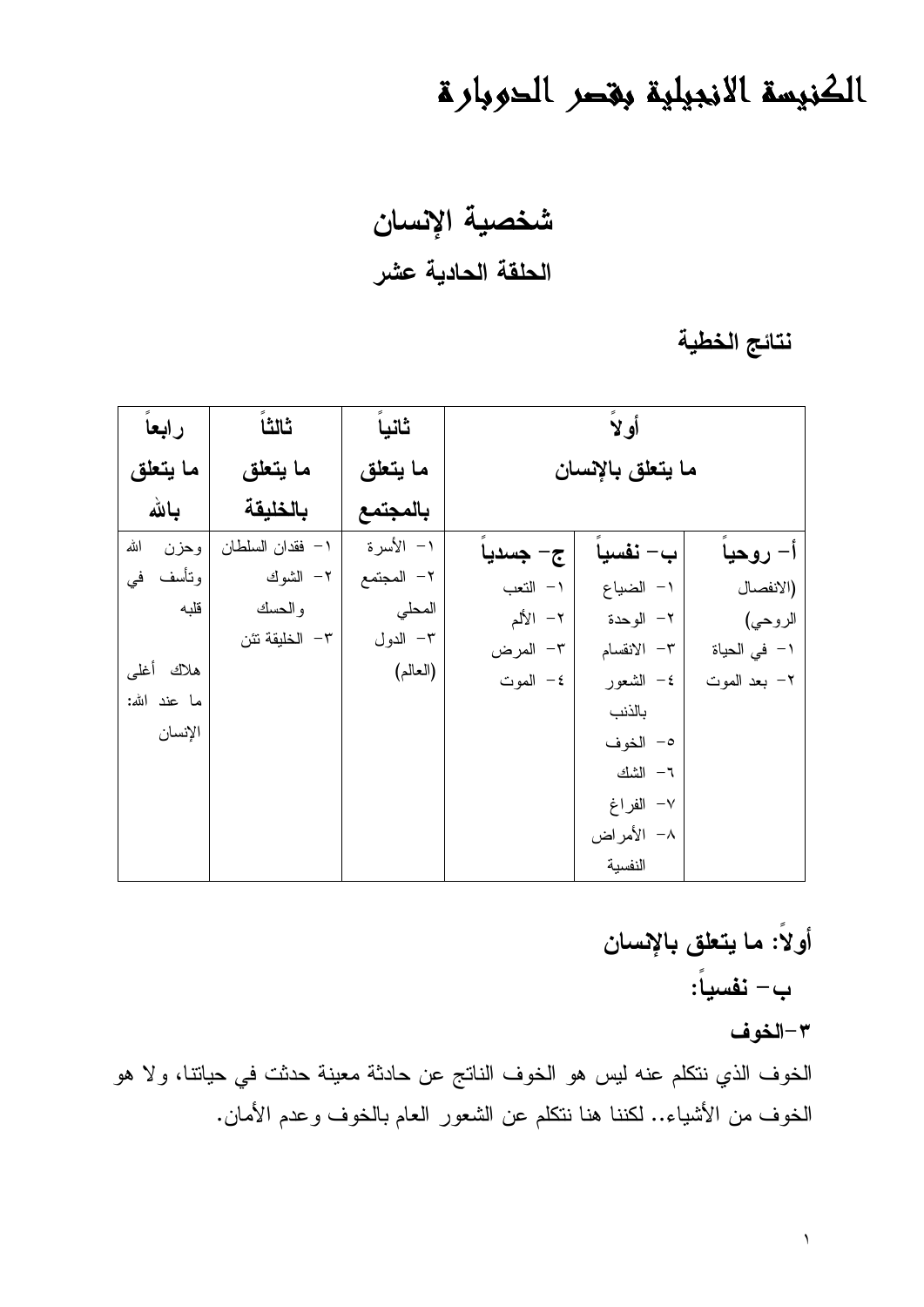# الكنيسة الانجيلية بقصر الدوبارة

## شخصية الإنسان

### الحلقة الحادية عشر

### نتائج الخطية

| أولاً ما يتعلق بالإنسان | | | ثانياً ما يتعلق بالمجتمع | ثالثاً ما يتعلق بالخليقة | رابعاً ما يتعلق بالله |
|---|---|---|---|---|---|
| أ- روحياً (الانفصال الروحي) | ب- نفسياً | ج- جسدياً | | | |
| ١- في الحياة<br>٢- بعد الموت | ١- الضياع<br>٢- الوحدة<br>٣- الانقسام<br>٤- الشعور بالذنب<br>٥- الخوف<br>٦- الشك<br>٧- الفراغ<br>٨- الأمراض النفسية | ١- التعب<br>٢- الألم<br>٣- المرض<br>٤- الموت | ١- الأسرة<br>٢- المجتمع المحلي<br>٣- الدول (العالم) | ١- فقدان السلطان<br>٢- الشوك والحسك<br>٣- الخليقة تئن | وحزن الله وتأسف في قلبه<br><br>هلاك أغلى ما عند الله: الإنسان |

## أولاً: ما يتعلق بالإنسان

### ب- نفسياً:

#### ٣-الخوف

الخوف الذي نتكلم عنه ليس هو الخوف الناتج عن حادثة معينة حدثت في حياتنا، ولا هو الخوف من الأشياء.. لكننا هنا نتكلم عن الشعور العام بالخوف وعدم الأمان.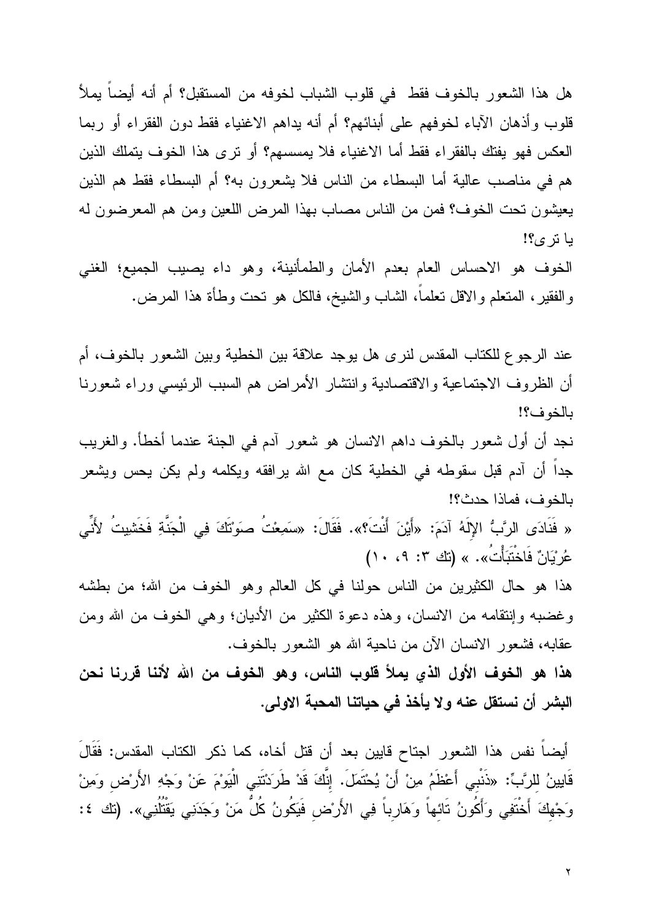هل هذا الشعور بالخوف فقط في قلوب الشباب لخوفه من المستقبل؟ أم أنه أيضاً يملأ قلوب وأذهان الآباء لخوفهم على أبنائهم؟ أم أنه يداهم الاغنياء فقط دون الفقراء أو ربما العكس فهو يفتك بالفقراء فقط أما الاغنياء فلا يمسسهم؟ أو ترى هذا الخوف يتملك الذين هم في مناصب عالية أما البسطاء من الناس فلا يشعرون به؟ أم البسطاء فقط هم الذين يعيشون تحت الخوف؟ فمن من الناس مصاب بهذا المرض اللعين ومن هم المعرضون له يا ترى؟!

الخوف هو الاحساس العام بعدم الأمان والطمأنينة، وهو داء يصيب الجميع؛ الغني والفقير، المتعلم والاقل تعلماً، الشاب والشيخ، فالكل هو تحت وطأة هذا المرض.

عند الرجوع للكتاب المقدس لنرى هل يوجد علاقة بين الخطية وبين الشعور بالخوف، أم أن الظروف الاجتماعية والاقتصادية وانتشار الأمراض هم السبب الرئيسي وراء شعورنا بالخوف؟!

نجد أن أول شعور بالخوف داهم الانسان هو شعور آدم في الجنة عندما أخطأ. والغريب جداً أن آدم قبل سقوطه في الخطية كان مع الله يرافقه ويكلمه ولم يكن يحس ويشعر بالخوف، فماذا حدث؟!

« فَنَادَى الرَّبُّ الإِلَهُ آدَمَ: «أَيْنَ أَنْتَ؟». فَقَالَ: «سَمِعْتُ صَوْتَكَ فِي الْجَنَّةِ فَخَشِيتُ لأَنِّي عُرْيَانٌ فَاخْتَبَأْتُ». » (تك ٣: ٩، ١٠)

هذا هو حال الكثيرين من الناس حولنا في كل العالم وهو الخوف من الله؛ من بطشه وغضبه وإنتقامه من الانسان، وهذه دعوة الكثير من الأديان؛ وهي الخوف من الله ومن عقابه، فشعور الانسان الآن من ناحية الله هو الشعور بالخوف.

**هذا هو الخوف الأول الذي يملأ قلوب الناس، وهو الخوف من الله لأننا قررنا نحن البشر أن نستقل عنه ولا يأخذ في حياتنا المحبة الاولى.**

أيضاً نفس هذا الشعور اجتاح قايين بعد أن قتل أخاه، كما ذكر الكتاب المقدس: فَقَالَ قَايِينُ لِلرَّبِّ: «ذَنْبِي أَعْظَمُ مِنْ أَنْ يُحْتَمَلَ. إِنَّكَ قَدْ طَرَدْتَنِي الْيَوْمَ عَنْ وَجْهِ الأَرْضِ وَمِنْ وَجْهِكَ أَخْتَفِي وَأَكُونُ تَائِهاً وَهَارِباً فِي الأَرْضِ فَيَكُونُ كُلُّ مَنْ وَجَدَنِي يَقْتُلُنِي». (تك ٤: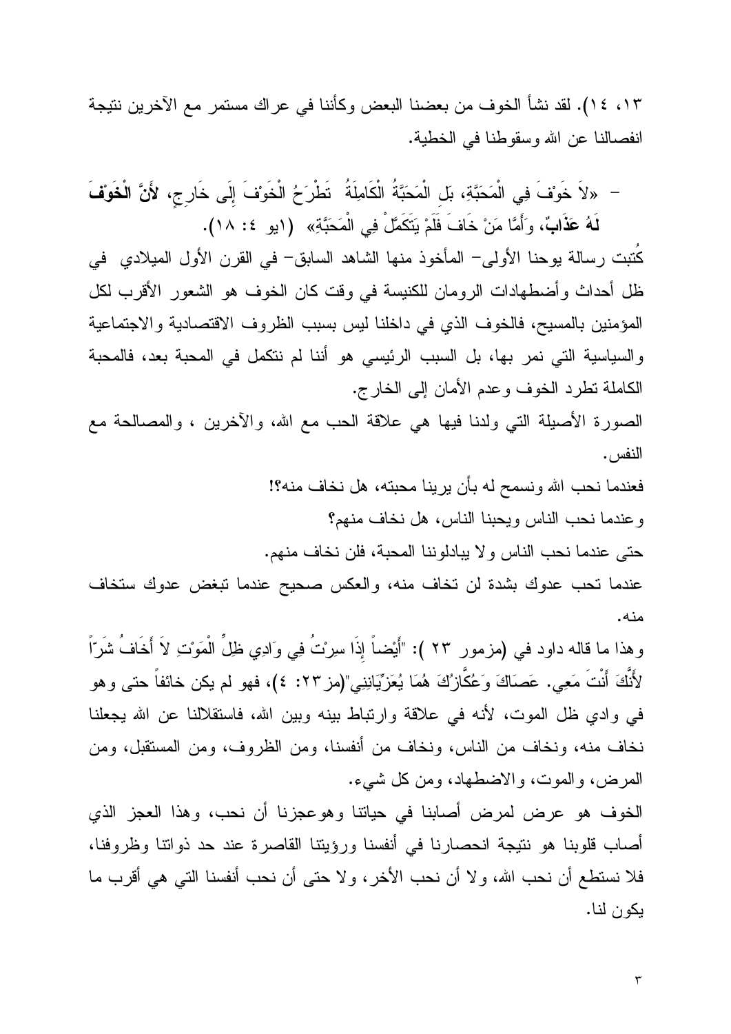١٣، ١٤). لقد نشأ الخوف من بعضنا البعض وكأننا في عراك مستمر مع الآخرين نتيجة انفصالنا عن الله وسقوطنا في الخطية.

- «لاَ خَوْفَ فِي الْمَحَبَّةِ، بَلِ الْمَحَبَّةُ الْكَامِلَةُ تَطْرَحُ الْخَوْفَ إِلَى خَارِجٍ، **لأَنَّ الْخَوْفَ لَهُ عَذَابٌ**، وَأَمَّا مَنْ خَافَ فَلَمْ يَتَكَمَّلْ فِي الْمَحَبَّةِ» (١يو ٤: ١٨).

كُتبت رسالة يوحنا الأولى- المأخوذ منها الشاهد السابق- في القرن الأول الميلادي في ظل أحداث وأضطهادات الرومان للكنيسة في وقت كان الخوف هو الشعور الأقرب لكل المؤمنين بالمسيح، فالخوف الذي في داخلنا ليس بسبب الظروف الاقتصادية والاجتماعية والسياسية التي نمر بها، بل السبب الرئيسي هو أننا لم نتكمل في المحبة بعد، فالمحبة الكاملة تطرد الخوف وعدم الأمان إلى الخارج.

الصورة الأصيلة التي ولدنا فيها هي علاقة الحب مع الله، والآخرين ، والمصالحة مع النفس.

فعندما نحب الله ونسمح له بأن يرينا محبته، هل نخاف منه؟!

وعندما نحب الناس ويحبنا الناس، هل نخاف منهم؟

حتى عندما نحب الناس ولا يبادلوننا المحبة، فلن نخاف منهم.

عندما تحب عدوك بشدة لن تخاف منه، والعكس صحيح عندما تبغض عدوك ستخاف منه.

وهذا ما قاله داود في (مزمور ٢٣ ): "أَيْضاً إِذَا سِرْتُ فِي وَادِي ظِلِّ الْمَوْتِ لاَ أَخَافُ شَرّاً لأَنَّكَ أَنْتَ مَعِي. عَصَاكَ وَعُكَّازُكَ هُمَا يُعَزِّيَانِنِي"(مز٢٣: ٤)، فهو لم يكن خائفاً حتى وهو في وادي ظل الموت، لأنه في علاقة وارتباط بينه وبين الله، فاستقلالنا عن الله يجعلنا نخاف منه، ونخاف من الناس، ونخاف من أنفسنا، ومن الظروف، ومن المستقبل، ومن المرض، والموت، والاضطهاد، ومن كل شيء.

الخوف هو عرض لمرض أصابنا في حياتنا وهوعجزنا أن نحب، وهذا العجز الذي أصاب قلوبنا هو نتيجة انحصارنا في أنفسنا ورؤيتنا القاصرة عند حد ذواتنا وظروفنا، فلا نستطع أن نحب الله، ولا أن نحب الأخر، ولا حتى أن نحب أنفسنا التي هي أقرب ما يكون لنا.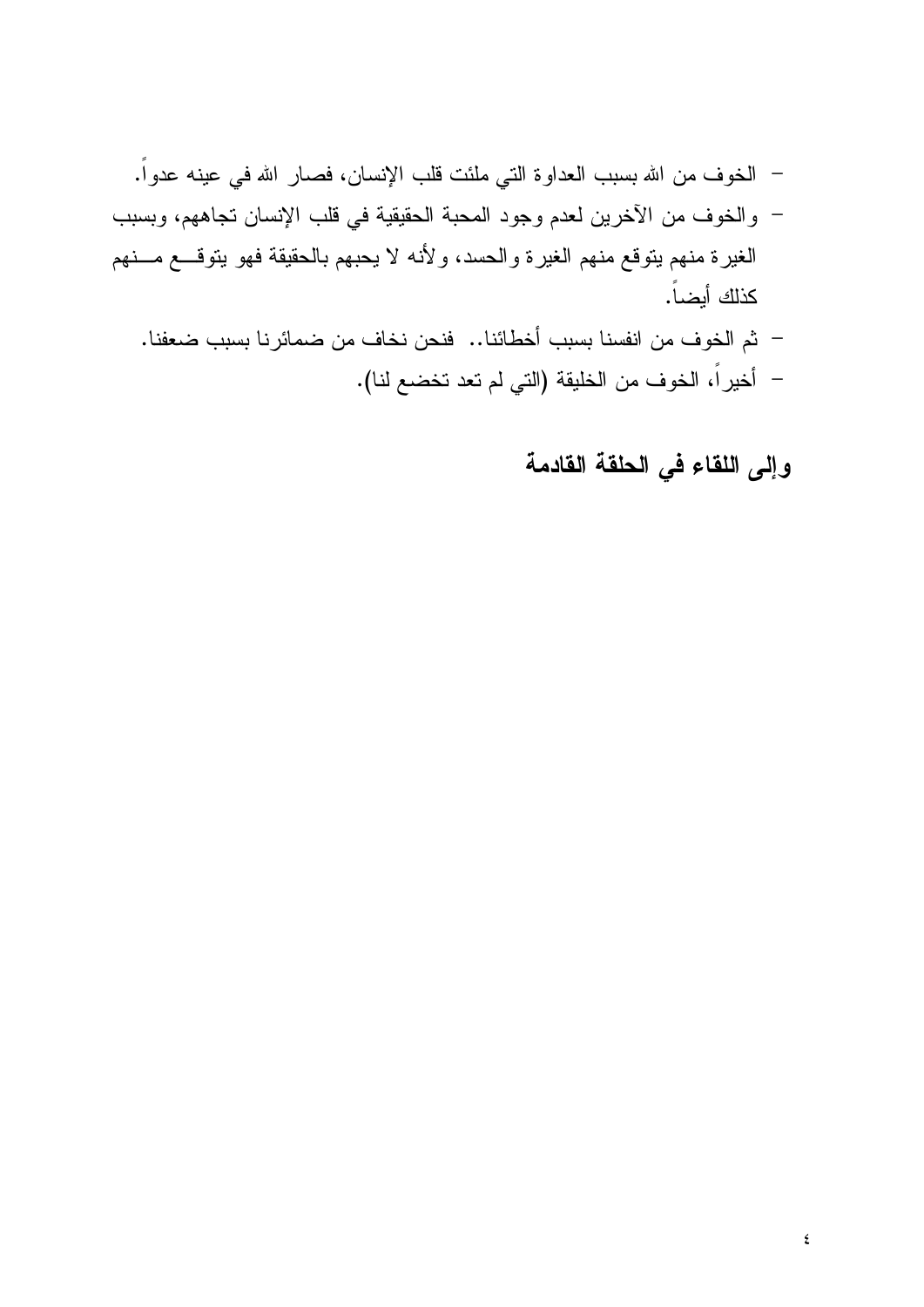- الخوف من الله بسبب العداوة التي ملئت قلب الإنسان، فصار الله في عينه عدواً.
- والخوف من الآخرين لعدم وجود المحبة الحقيقية في قلب الإنسان تجاههم، وبسبب الغيرة منهم يتوقع منهم الغيرة والحسد، ولأنه لا يحبهم بالحقيقة فهو يتوقع منهم كذلك أيضاً.
- ثم الخوف من انفسنا بسبب أخطائنا.. فنحن نخاف من ضمائرنا بسبب ضعفنا.
- أخيراً، الخوف من الخليقة (التي لم تعد تخضع لنا).

**وإلى اللقاء في الحلقة القادمة**